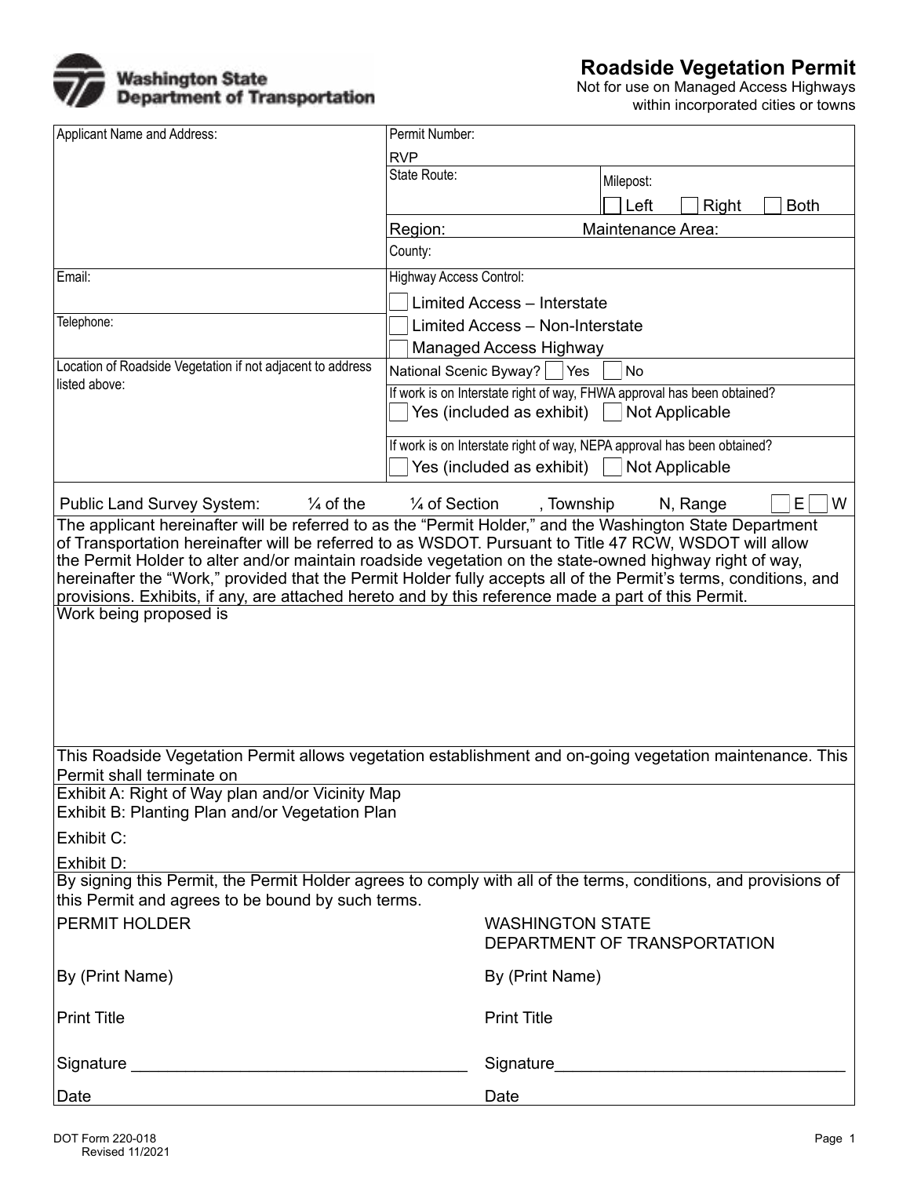Washington State Department of Transportation

# Roadside Vegetation Permit

Not for use on Managed Access Highways within incorporated cities or towns

| | |
|---|---|
| Applicant Name and Address: | Permit Number: RVP |
| | State Route: / Milepost: ☐ Left ☐ Right ☐ Both |
| | Region: / Maintenance Area: |
| | County: |
| Email: | Highway Access Control: ☐ Limited Access – Interstate ☐ Limited Access – Non-Interstate ☐ Managed Access Highway |
| Telephone: | |
| Location of Roadside Vegetation if not adjacent to address listed above: | National Scenic Byway? ☐ Yes ☐ No |
| | If work is on Interstate right of way, FHWA approval has been obtained? ☐ Yes (included as exhibit) ☐ Not Applicable |
| | If work is on Interstate right of way, NEPA approval has been obtained? ☐ Yes (included as exhibit) ☐ Not Applicable |

Public Land Survey System: ¼ of the ¼ of Section , Township N, Range ☐ E ☐ W

The applicant hereinafter will be referred to as the “Permit Holder,” and the Washington State Department of Transportation hereinafter will be referred to as WSDOT. Pursuant to Title 47 RCW, WSDOT will allow the Permit Holder to alter and/or maintain roadside vegetation on the state-owned highway right of way, hereinafter the “Work,” provided that the Permit Holder fully accepts all of the Permit’s terms, conditions, and provisions. Exhibits, if any, are attached hereto and by this reference made a part of this Permit.

Work being proposed is

This Roadside Vegetation Permit allows vegetation establishment and on-going vegetation maintenance. This Permit shall terminate on

Exhibit A: Right of Way plan and/or Vicinity Map
Exhibit B: Planting Plan and/or Vegetation Plan

Exhibit C:

Exhibit D:

By signing this Permit, the Permit Holder agrees to comply with all of the terms, conditions, and provisions of this Permit and agrees to be bound by such terms.

| PERMIT HOLDER | WASHINGTON STATE DEPARTMENT OF TRANSPORTATION |
|---|---|
| By (Print Name) | By (Print Name) |
| Print Title | Print Title |
| Signature ___________________________________ | Signature_______________________________ |
| Date | Date |

DOT Form 220-018
Revised 11/2021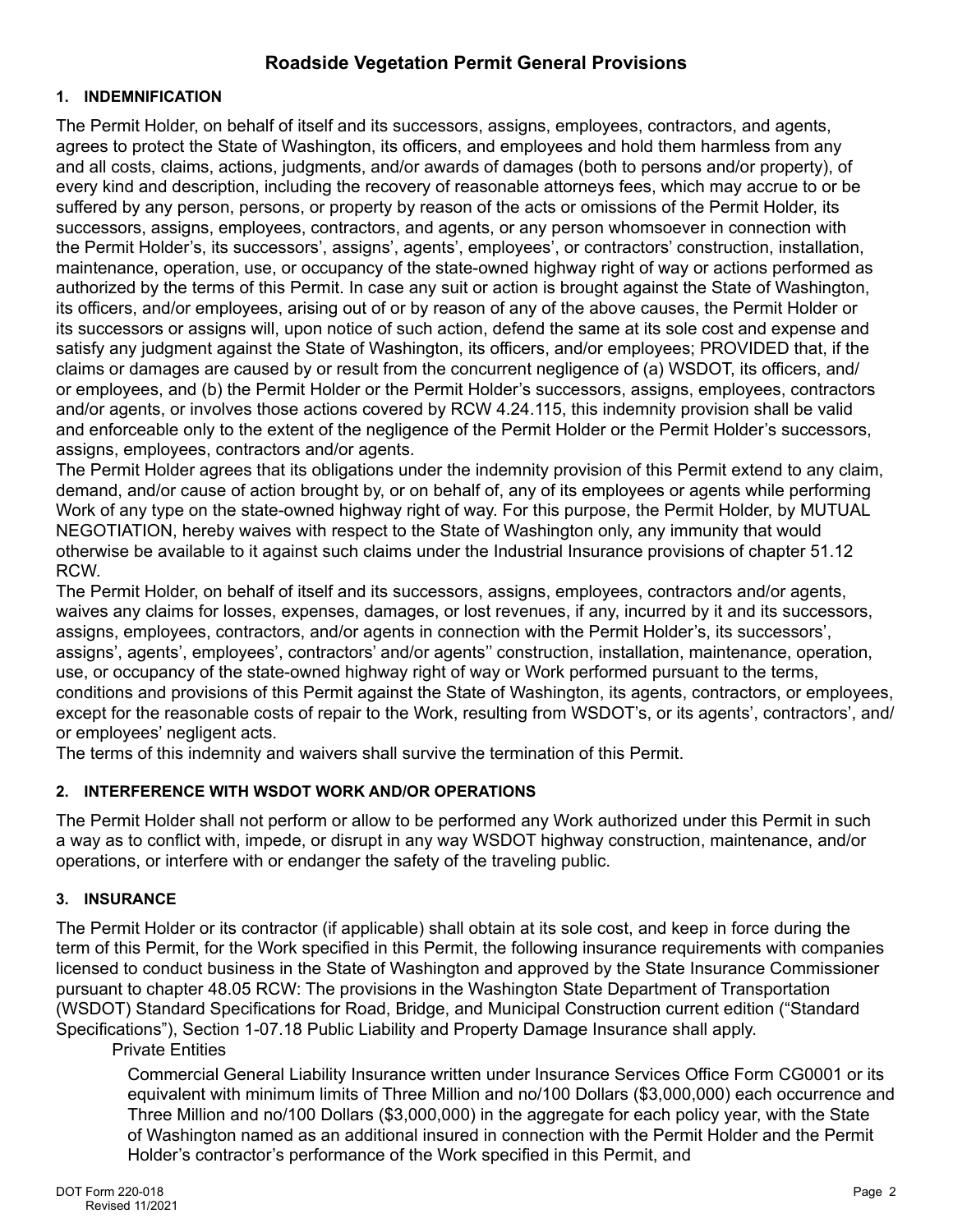# Roadside Vegetation Permit General Provisions

## 1. INDEMNIFICATION

The Permit Holder, on behalf of itself and its successors, assigns, employees, contractors, and agents, agrees to protect the State of Washington, its officers, and employees and hold them harmless from any and all costs, claims, actions, judgments, and/or awards of damages (both to persons and/or property), of every kind and description, including the recovery of reasonable attorneys fees, which may accrue to or be suffered by any person, persons, or property by reason of the acts or omissions of the Permit Holder, its successors, assigns, employees, contractors, and agents, or any person whomsoever in connection with the Permit Holder's, its successors', assigns', agents', employees', or contractors' construction, installation, maintenance, operation, use, or occupancy of the state-owned highway right of way or actions performed as authorized by the terms of this Permit. In case any suit or action is brought against the State of Washington, its officers, and/or employees, arising out of or by reason of any of the above causes, the Permit Holder or its successors or assigns will, upon notice of such action, defend the same at its sole cost and expense and satisfy any judgment against the State of Washington, its officers, and/or employees; PROVIDED that, if the claims or damages are caused by or result from the concurrent negligence of (a) WSDOT, its officers, and/or employees, and (b) the Permit Holder or the Permit Holder's successors, assigns, employees, contractors and/or agents, or involves those actions covered by RCW 4.24.115, this indemnity provision shall be valid and enforceable only to the extent of the negligence of the Permit Holder or the Permit Holder's successors, assigns, employees, contractors and/or agents.

The Permit Holder agrees that its obligations under the indemnity provision of this Permit extend to any claim, demand, and/or cause of action brought by, or on behalf of, any of its employees or agents while performing Work of any type on the state-owned highway right of way. For this purpose, the Permit Holder, by MUTUAL NEGOTIATION, hereby waives with respect to the State of Washington only, any immunity that would otherwise be available to it against such claims under the Industrial Insurance provisions of chapter 51.12 RCW.

The Permit Holder, on behalf of itself and its successors, assigns, employees, contractors and/or agents, waives any claims for losses, expenses, damages, or lost revenues, if any, incurred by it and its successors, assigns, employees, contractors, and/or agents in connection with the Permit Holder's, its successors', assigns', agents', employees', contractors' and/or agents'' construction, installation, maintenance, operation, use, or occupancy of the state-owned highway right of way or Work performed pursuant to the terms, conditions and provisions of this Permit against the State of Washington, its agents, contractors, or employees, except for the reasonable costs of repair to the Work, resulting from WSDOT's, or its agents', contractors', and/or employees' negligent acts.

The terms of this indemnity and waivers shall survive the termination of this Permit.

## 2. INTERFERENCE WITH WSDOT WORK AND/OR OPERATIONS

The Permit Holder shall not perform or allow to be performed any Work authorized under this Permit in such a way as to conflict with, impede, or disrupt in any way WSDOT highway construction, maintenance, and/or operations, or interfere with or endanger the safety of the traveling public.

## 3. INSURANCE

The Permit Holder or its contractor (if applicable) shall obtain at its sole cost, and keep in force during the term of this Permit, for the Work specified in this Permit, the following insurance requirements with companies licensed to conduct business in the State of Washington and approved by the State Insurance Commissioner pursuant to chapter 48.05 RCW: The provisions in the Washington State Department of Transportation (WSDOT) Standard Specifications for Road, Bridge, and Municipal Construction current edition ("Standard Specifications"), Section 1-07.18 Public Liability and Property Damage Insurance shall apply.

Private Entities

Commercial General Liability Insurance written under Insurance Services Office Form CG0001 or its equivalent with minimum limits of Three Million and no/100 Dollars ($3,000,000) each occurrence and Three Million and no/100 Dollars ($3,000,000) in the aggregate for each policy year, with the State of Washington named as an additional insured in connection with the Permit Holder and the Permit Holder's contractor's performance of the Work specified in this Permit, and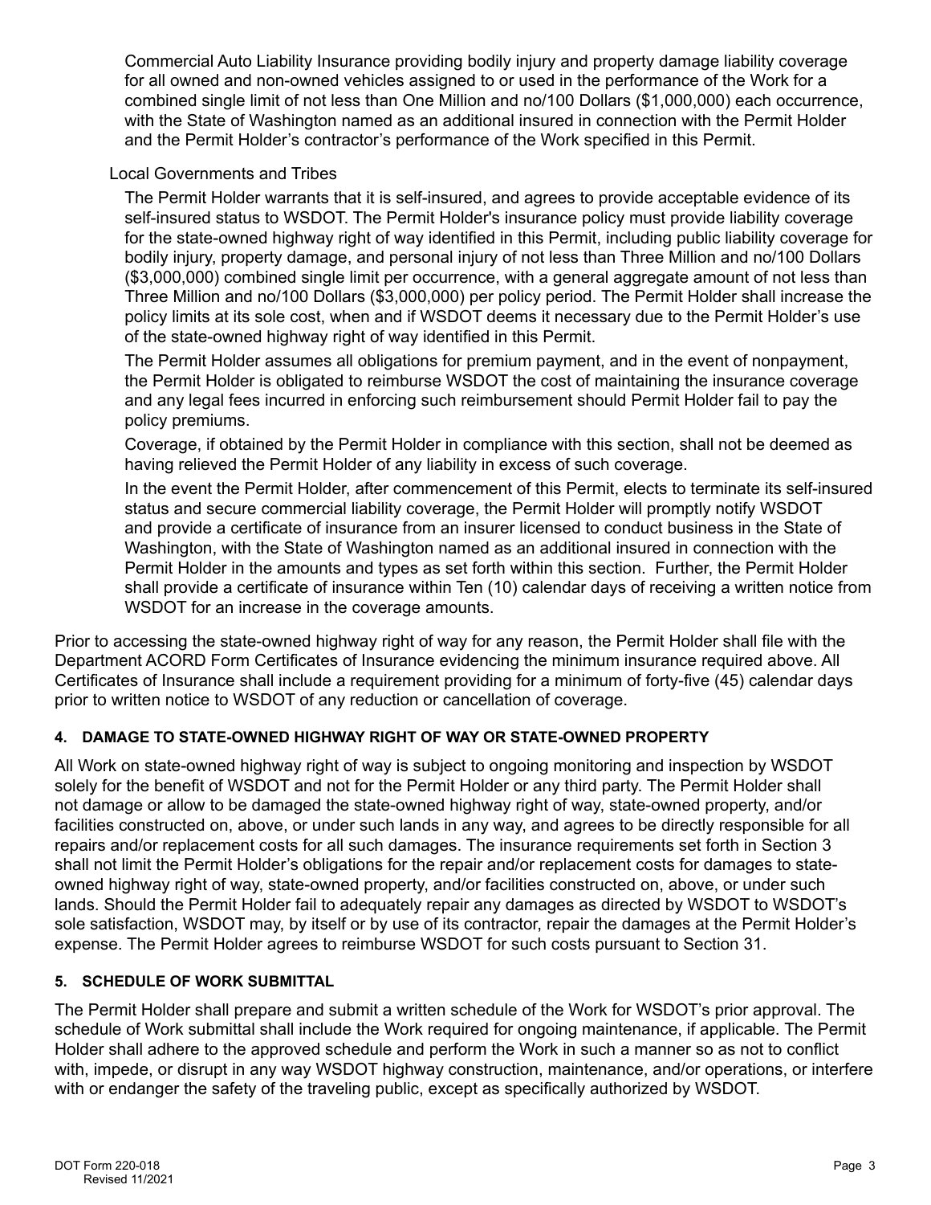Commercial Auto Liability Insurance providing bodily injury and property damage liability coverage for all owned and non-owned vehicles assigned to or used in the performance of the Work for a combined single limit of not less than One Million and no/100 Dollars ($1,000,000) each occurrence, with the State of Washington named as an additional insured in connection with the Permit Holder and the Permit Holder's contractor's performance of the Work specified in this Permit.

Local Governments and Tribes

The Permit Holder warrants that it is self-insured, and agrees to provide acceptable evidence of its self-insured status to WSDOT. The Permit Holder's insurance policy must provide liability coverage for the state-owned highway right of way identified in this Permit, including public liability coverage for bodily injury, property damage, and personal injury of not less than Three Million and no/100 Dollars ($3,000,000) combined single limit per occurrence, with a general aggregate amount of not less than Three Million and no/100 Dollars ($3,000,000) per policy period. The Permit Holder shall increase the policy limits at its sole cost, when and if WSDOT deems it necessary due to the Permit Holder's use of the state-owned highway right of way identified in this Permit.

The Permit Holder assumes all obligations for premium payment, and in the event of nonpayment, the Permit Holder is obligated to reimburse WSDOT the cost of maintaining the insurance coverage and any legal fees incurred in enforcing such reimbursement should Permit Holder fail to pay the policy premiums.

Coverage, if obtained by the Permit Holder in compliance with this section, shall not be deemed as having relieved the Permit Holder of any liability in excess of such coverage.

In the event the Permit Holder, after commencement of this Permit, elects to terminate its self-insured status and secure commercial liability coverage, the Permit Holder will promptly notify WSDOT and provide a certificate of insurance from an insurer licensed to conduct business in the State of Washington, with the State of Washington named as an additional insured in connection with the Permit Holder in the amounts and types as set forth within this section. Further, the Permit Holder shall provide a certificate of insurance within Ten (10) calendar days of receiving a written notice from WSDOT for an increase in the coverage amounts.

Prior to accessing the state-owned highway right of way for any reason, the Permit Holder shall file with the Department ACORD Form Certificates of Insurance evidencing the minimum insurance required above. All Certificates of Insurance shall include a requirement providing for a minimum of forty-five (45) calendar days prior to written notice to WSDOT of any reduction or cancellation of coverage.

## 4. DAMAGE TO STATE-OWNED HIGHWAY RIGHT OF WAY OR STATE-OWNED PROPERTY

All Work on state-owned highway right of way is subject to ongoing monitoring and inspection by WSDOT solely for the benefit of WSDOT and not for the Permit Holder or any third party. The Permit Holder shall not damage or allow to be damaged the state-owned highway right of way, state-owned property, and/or facilities constructed on, above, or under such lands in any way, and agrees to be directly responsible for all repairs and/or replacement costs for all such damages. The insurance requirements set forth in Section 3 shall not limit the Permit Holder's obligations for the repair and/or replacement costs for damages to state-owned highway right of way, state-owned property, and/or facilities constructed on, above, or under such lands. Should the Permit Holder fail to adequately repair any damages as directed by WSDOT to WSDOT's sole satisfaction, WSDOT may, by itself or by use of its contractor, repair the damages at the Permit Holder's expense. The Permit Holder agrees to reimburse WSDOT for such costs pursuant to Section 31.

## 5. SCHEDULE OF WORK SUBMITTAL

The Permit Holder shall prepare and submit a written schedule of the Work for WSDOT's prior approval. The schedule of Work submittal shall include the Work required for ongoing maintenance, if applicable. The Permit Holder shall adhere to the approved schedule and perform the Work in such a manner so as not to conflict with, impede, or disrupt in any way WSDOT highway construction, maintenance, and/or operations, or interfere with or endanger the safety of the traveling public, except as specifically authorized by WSDOT.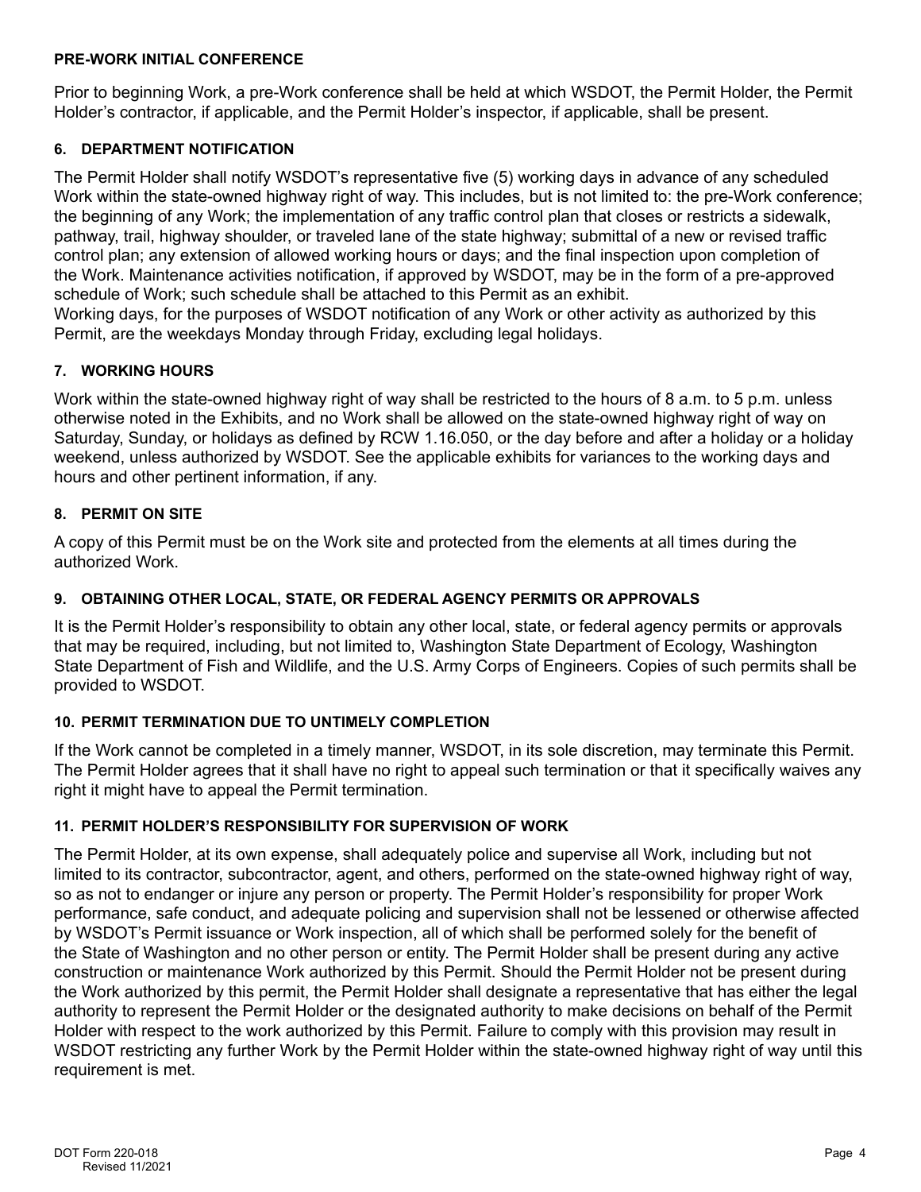**PRE-WORK INITIAL CONFERENCE**

Prior to beginning Work, a pre-Work conference shall be held at which WSDOT, the Permit Holder, the Permit Holder's contractor, if applicable, and the Permit Holder's inspector, if applicable, shall be present.

**6. DEPARTMENT NOTIFICATION**

The Permit Holder shall notify WSDOT's representative five (5) working days in advance of any scheduled Work within the state-owned highway right of way. This includes, but is not limited to: the pre-Work conference; the beginning of any Work; the implementation of any traffic control plan that closes or restricts a sidewalk, pathway, trail, highway shoulder, or traveled lane of the state highway; submittal of a new or revised traffic control plan; any extension of allowed working hours or days; and the final inspection upon completion of the Work. Maintenance activities notification, if approved by WSDOT, may be in the form of a pre-approved schedule of Work; such schedule shall be attached to this Permit as an exhibit.
Working days, for the purposes of WSDOT notification of any Work or other activity as authorized by this Permit, are the weekdays Monday through Friday, excluding legal holidays.

**7. WORKING HOURS**

Work within the state-owned highway right of way shall be restricted to the hours of 8 a.m. to 5 p.m. unless otherwise noted in the Exhibits, and no Work shall be allowed on the state-owned highway right of way on Saturday, Sunday, or holidays as defined by RCW 1.16.050, or the day before and after a holiday or a holiday weekend, unless authorized by WSDOT. See the applicable exhibits for variances to the working days and hours and other pertinent information, if any.

**8. PERMIT ON SITE**

A copy of this Permit must be on the Work site and protected from the elements at all times during the authorized Work.

**9. OBTAINING OTHER LOCAL, STATE, OR FEDERAL AGENCY PERMITS OR APPROVALS**

It is the Permit Holder's responsibility to obtain any other local, state, or federal agency permits or approvals that may be required, including, but not limited to, Washington State Department of Ecology, Washington State Department of Fish and Wildlife, and the U.S. Army Corps of Engineers. Copies of such permits shall be provided to WSDOT.

**10. PERMIT TERMINATION DUE TO UNTIMELY COMPLETION**

If the Work cannot be completed in a timely manner, WSDOT, in its sole discretion, may terminate this Permit. The Permit Holder agrees that it shall have no right to appeal such termination or that it specifically waives any right it might have to appeal the Permit termination.

**11. PERMIT HOLDER'S RESPONSIBILITY FOR SUPERVISION OF WORK**

The Permit Holder, at its own expense, shall adequately police and supervise all Work, including but not limited to its contractor, subcontractor, agent, and others, performed on the state-owned highway right of way, so as not to endanger or injure any person or property. The Permit Holder's responsibility for proper Work performance, safe conduct, and adequate policing and supervision shall not be lessened or otherwise affected by WSDOT's Permit issuance or Work inspection, all of which shall be performed solely for the benefit of the State of Washington and no other person or entity. The Permit Holder shall be present during any active construction or maintenance Work authorized by this Permit. Should the Permit Holder not be present during the Work authorized by this permit, the Permit Holder shall designate a representative that has either the legal authority to represent the Permit Holder or the designated authority to make decisions on behalf of the Permit Holder with respect to the work authorized by this Permit. Failure to comply with this provision may result in WSDOT restricting any further Work by the Permit Holder within the state-owned highway right of way until this requirement is met.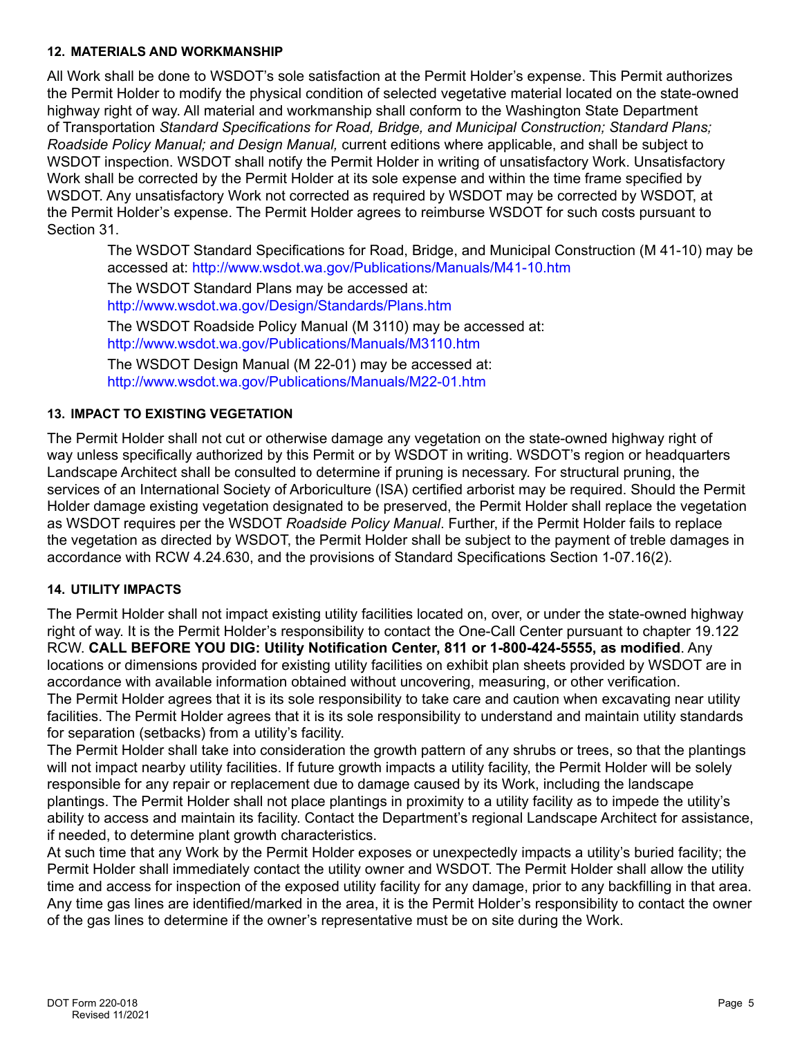### 12. MATERIALS AND WORKMANSHIP

All Work shall be done to WSDOT's sole satisfaction at the Permit Holder's expense. This Permit authorizes the Permit Holder to modify the physical condition of selected vegetative material located on the state-owned highway right of way. All material and workmanship shall conform to the Washington State Department of Transportation *Standard Specifications for Road, Bridge, and Municipal Construction; Standard Plans; Roadside Policy Manual; and Design Manual,* current editions where applicable, and shall be subject to WSDOT inspection. WSDOT shall notify the Permit Holder in writing of unsatisfactory Work. Unsatisfactory Work shall be corrected by the Permit Holder at its sole expense and within the time frame specified by WSDOT. Any unsatisfactory Work not corrected as required by WSDOT may be corrected by WSDOT, at the Permit Holder's expense. The Permit Holder agrees to reimburse WSDOT for such costs pursuant to Section 31.

> The WSDOT Standard Specifications for Road, Bridge, and Municipal Construction (M 41-10) may be accessed at: http://www.wsdot.wa.gov/Publications/Manuals/M41-10.htm
>
> The WSDOT Standard Plans may be accessed at: http://www.wsdot.wa.gov/Design/Standards/Plans.htm
>
> The WSDOT Roadside Policy Manual (M 3110) may be accessed at: http://www.wsdot.wa.gov/Publications/Manuals/M3110.htm
>
> The WSDOT Design Manual (M 22-01) may be accessed at: http://www.wsdot.wa.gov/Publications/Manuals/M22-01.htm

### 13. IMPACT TO EXISTING VEGETATION

The Permit Holder shall not cut or otherwise damage any vegetation on the state-owned highway right of way unless specifically authorized by this Permit or by WSDOT in writing. WSDOT's region or headquarters Landscape Architect shall be consulted to determine if pruning is necessary. For structural pruning, the services of an International Society of Arboriculture (ISA) certified arborist may be required. Should the Permit Holder damage existing vegetation designated to be preserved, the Permit Holder shall replace the vegetation as WSDOT requires per the WSDOT *Roadside Policy Manual*. Further, if the Permit Holder fails to replace the vegetation as directed by WSDOT, the Permit Holder shall be subject to the payment of treble damages in accordance with RCW 4.24.630, and the provisions of Standard Specifications Section 1-07.16(2).

### 14. UTILITY IMPACTS

The Permit Holder shall not impact existing utility facilities located on, over, or under the state-owned highway right of way. It is the Permit Holder's responsibility to contact the One-Call Center pursuant to chapter 19.122 RCW. **CALL BEFORE YOU DIG: Utility Notification Center, 811 or 1-800-424-5555, as modified**. Any locations or dimensions provided for existing utility facilities on exhibit plan sheets provided by WSDOT are in accordance with available information obtained without uncovering, measuring, or other verification.

The Permit Holder agrees that it is its sole responsibility to take care and caution when excavating near utility facilities. The Permit Holder agrees that it is its sole responsibility to understand and maintain utility standards for separation (setbacks) from a utility's facility.

The Permit Holder shall take into consideration the growth pattern of any shrubs or trees, so that the plantings will not impact nearby utility facilities. If future growth impacts a utility facility, the Permit Holder will be solely responsible for any repair or replacement due to damage caused by its Work, including the landscape plantings. The Permit Holder shall not place plantings in proximity to a utility facility as to impede the utility's ability to access and maintain its facility. Contact the Department's regional Landscape Architect for assistance, if needed, to determine plant growth characteristics.

At such time that any Work by the Permit Holder exposes or unexpectedly impacts a utility's buried facility; the Permit Holder shall immediately contact the utility owner and WSDOT. The Permit Holder shall allow the utility time and access for inspection of the exposed utility facility for any damage, prior to any backfilling in that area. Any time gas lines are identified/marked in the area, it is the Permit Holder's responsibility to contact the owner of the gas lines to determine if the owner's representative must be on site during the Work.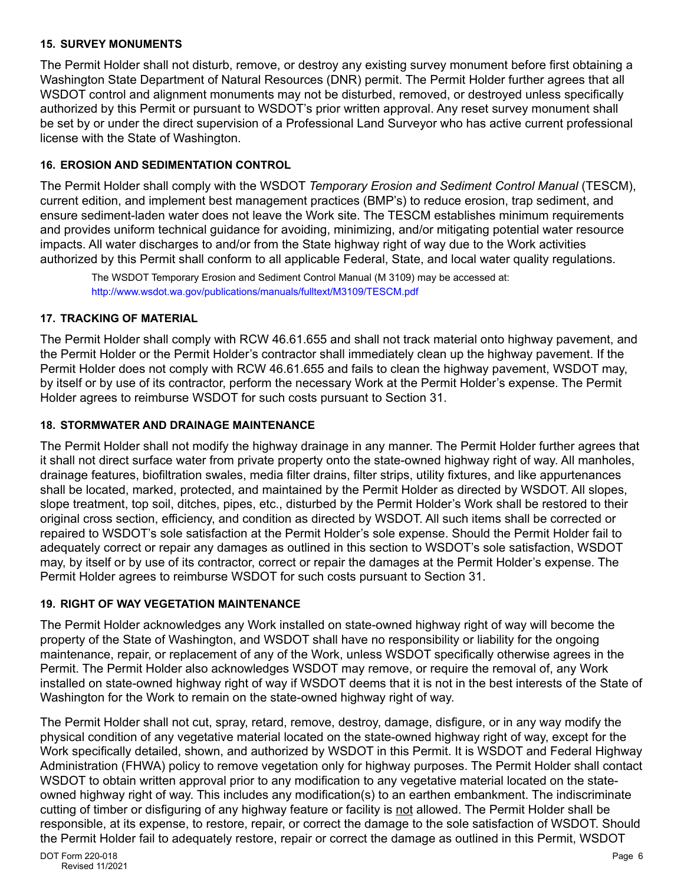### 15. SURVEY MONUMENTS

The Permit Holder shall not disturb, remove, or destroy any existing survey monument before first obtaining a Washington State Department of Natural Resources (DNR) permit. The Permit Holder further agrees that all WSDOT control and alignment monuments may not be disturbed, removed, or destroyed unless specifically authorized by this Permit or pursuant to WSDOT's prior written approval. Any reset survey monument shall be set by or under the direct supervision of a Professional Land Surveyor who has active current professional license with the State of Washington.

### 16. EROSION AND SEDIMENTATION CONTROL

The Permit Holder shall comply with the WSDOT *Temporary Erosion and Sediment Control Manual* (TESCM), current edition, and implement best management practices (BMP's) to reduce erosion, trap sediment, and ensure sediment-laden water does not leave the Work site. The TESCM establishes minimum requirements and provides uniform technical guidance for avoiding, minimizing, and/or mitigating potential water resource impacts. All water discharges to and/or from the State highway right of way due to the Work activities authorized by this Permit shall conform to all applicable Federal, State, and local water quality regulations.

> The WSDOT Temporary Erosion and Sediment Control Manual (M 3109) may be accessed at: http://www.wsdot.wa.gov/publications/manuals/fulltext/M3109/TESCM.pdf

### 17. TRACKING OF MATERIAL

The Permit Holder shall comply with RCW 46.61.655 and shall not track material onto highway pavement, and the Permit Holder or the Permit Holder's contractor shall immediately clean up the highway pavement. If the Permit Holder does not comply with RCW 46.61.655 and fails to clean the highway pavement, WSDOT may, by itself or by use of its contractor, perform the necessary Work at the Permit Holder's expense. The Permit Holder agrees to reimburse WSDOT for such costs pursuant to Section 31.

### 18. STORMWATER AND DRAINAGE MAINTENANCE

The Permit Holder shall not modify the highway drainage in any manner. The Permit Holder further agrees that it shall not direct surface water from private property onto the state-owned highway right of way. All manholes, drainage features, biofiltration swales, media filter drains, filter strips, utility fixtures, and like appurtenances shall be located, marked, protected, and maintained by the Permit Holder as directed by WSDOT. All slopes, slope treatment, top soil, ditches, pipes, etc., disturbed by the Permit Holder's Work shall be restored to their original cross section, efficiency, and condition as directed by WSDOT. All such items shall be corrected or repaired to WSDOT's sole satisfaction at the Permit Holder's sole expense. Should the Permit Holder fail to adequately correct or repair any damages as outlined in this section to WSDOT's sole satisfaction, WSDOT may, by itself or by use of its contractor, correct or repair the damages at the Permit Holder's expense. The Permit Holder agrees to reimburse WSDOT for such costs pursuant to Section 31.

### 19. RIGHT OF WAY VEGETATION MAINTENANCE

The Permit Holder acknowledges any Work installed on state-owned highway right of way will become the property of the State of Washington, and WSDOT shall have no responsibility or liability for the ongoing maintenance, repair, or replacement of any of the Work, unless WSDOT specifically otherwise agrees in the Permit. The Permit Holder also acknowledges WSDOT may remove, or require the removal of, any Work installed on state-owned highway right of way if WSDOT deems that it is not in the best interests of the State of Washington for the Work to remain on the state-owned highway right of way.

The Permit Holder shall not cut, spray, retard, remove, destroy, damage, disfigure, or in any way modify the physical condition of any vegetative material located on the state-owned highway right of way, except for the Work specifically detailed, shown, and authorized by WSDOT in this Permit. It is WSDOT and Federal Highway Administration (FHWA) policy to remove vegetation only for highway purposes. The Permit Holder shall contact WSDOT to obtain written approval prior to any modification to any vegetative material located on the state-owned highway right of way. This includes any modification(s) to an earthen embankment. The indiscriminate cutting of timber or disfiguring of any highway feature or facility is <u>not</u> allowed. The Permit Holder shall be responsible, at its expense, to restore, repair, or correct the damage to the sole satisfaction of WSDOT. Should the Permit Holder fail to adequately restore, repair or correct the damage as outlined in this Permit, WSDOT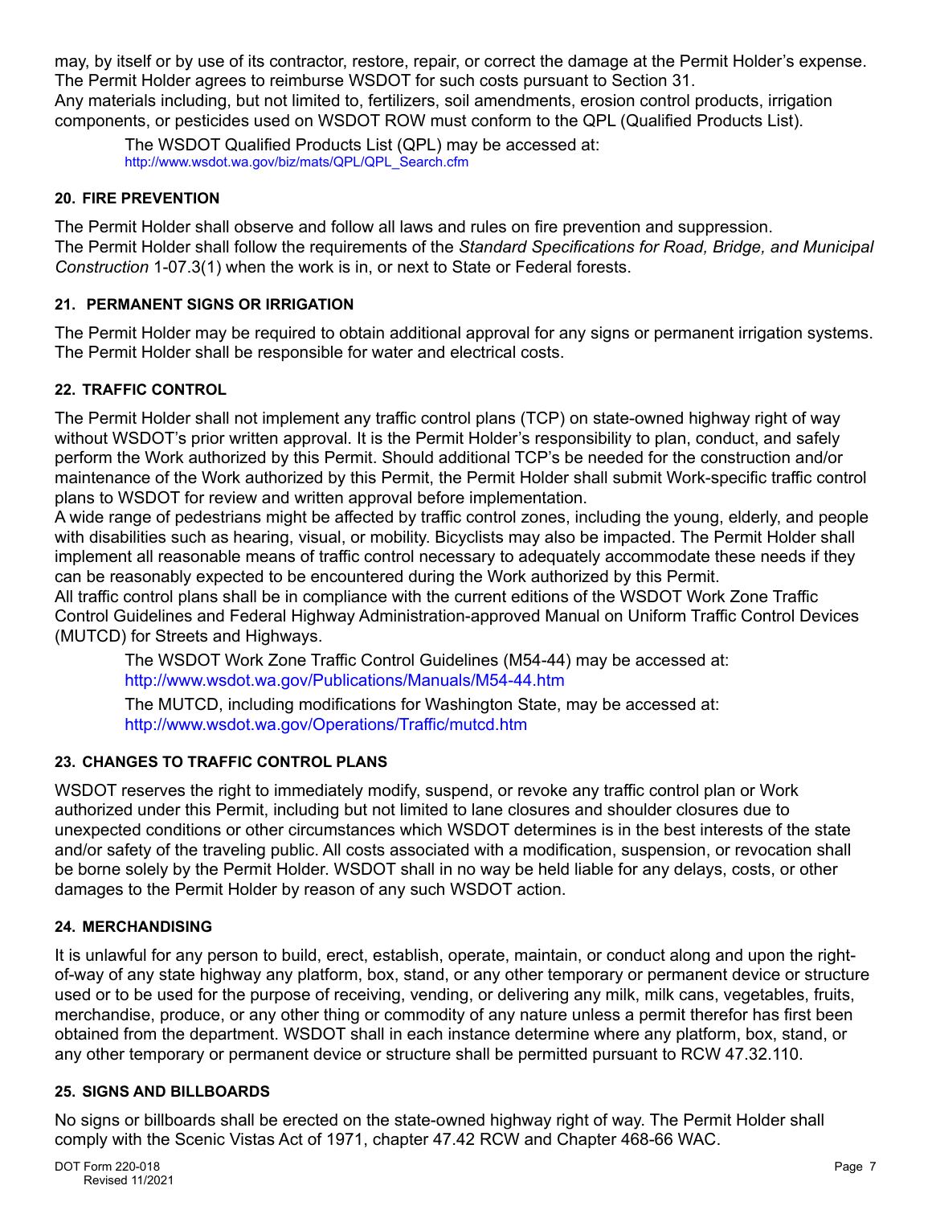may, by itself or by use of its contractor, restore, repair, or correct the damage at the Permit Holder's expense. The Permit Holder agrees to reimburse WSDOT for such costs pursuant to Section 31.
Any materials including, but not limited to, fertilizers, soil amendments, erosion control products, irrigation components, or pesticides used on WSDOT ROW must conform to the QPL (Qualified Products List).

> The WSDOT Qualified Products List (QPL) may be accessed at:
> http://www.wsdot.wa.gov/biz/mats/QPL/QPL_Search.cfm

**20. FIRE PREVENTION**

The Permit Holder shall observe and follow all laws and rules on fire prevention and suppression.
The Permit Holder shall follow the requirements of the *Standard Specifications for Road, Bridge, and Municipal Construction* 1-07.3(1) when the work is in, or next to State or Federal forests.

**21. PERMANENT SIGNS OR IRRIGATION**

The Permit Holder may be required to obtain additional approval for any signs or permanent irrigation systems. The Permit Holder shall be responsible for water and electrical costs.

**22. TRAFFIC CONTROL**

The Permit Holder shall not implement any traffic control plans (TCP) on state-owned highway right of way without WSDOT's prior written approval. It is the Permit Holder's responsibility to plan, conduct, and safely perform the Work authorized by this Permit. Should additional TCP's be needed for the construction and/or maintenance of the Work authorized by this Permit, the Permit Holder shall submit Work-specific traffic control plans to WSDOT for review and written approval before implementation.
A wide range of pedestrians might be affected by traffic control zones, including the young, elderly, and people with disabilities such as hearing, visual, or mobility. Bicyclists may also be impacted. The Permit Holder shall implement all reasonable means of traffic control necessary to adequately accommodate these needs if they can be reasonably expected to be encountered during the Work authorized by this Permit.
All traffic control plans shall be in compliance with the current editions of the WSDOT Work Zone Traffic Control Guidelines and Federal Highway Administration-approved Manual on Uniform Traffic Control Devices (MUTCD) for Streets and Highways.

> The WSDOT Work Zone Traffic Control Guidelines (M54-44) may be accessed at:
> http://www.wsdot.wa.gov/Publications/Manuals/M54-44.htm
>
> The MUTCD, including modifications for Washington State, may be accessed at:
> http://www.wsdot.wa.gov/Operations/Traffic/mutcd.htm

**23. CHANGES TO TRAFFIC CONTROL PLANS**

WSDOT reserves the right to immediately modify, suspend, or revoke any traffic control plan or Work authorized under this Permit, including but not limited to lane closures and shoulder closures due to unexpected conditions or other circumstances which WSDOT determines is in the best interests of the state and/or safety of the traveling public. All costs associated with a modification, suspension, or revocation shall be borne solely by the Permit Holder. WSDOT shall in no way be held liable for any delays, costs, or other damages to the Permit Holder by reason of any such WSDOT action.

**24. MERCHANDISING**

It is unlawful for any person to build, erect, establish, operate, maintain, or conduct along and upon the right-of-way of any state highway any platform, box, stand, or any other temporary or permanent device or structure used or to be used for the purpose of receiving, vending, or delivering any milk, milk cans, vegetables, fruits, merchandise, produce, or any other thing or commodity of any nature unless a permit therefor has first been obtained from the department. WSDOT shall in each instance determine where any platform, box, stand, or any other temporary or permanent device or structure shall be permitted pursuant to RCW 47.32.110.

**25. SIGNS AND BILLBOARDS**

No signs or billboards shall be erected on the state-owned highway right of way. The Permit Holder shall comply with the Scenic Vistas Act of 1971, chapter 47.42 RCW and Chapter 468-66 WAC.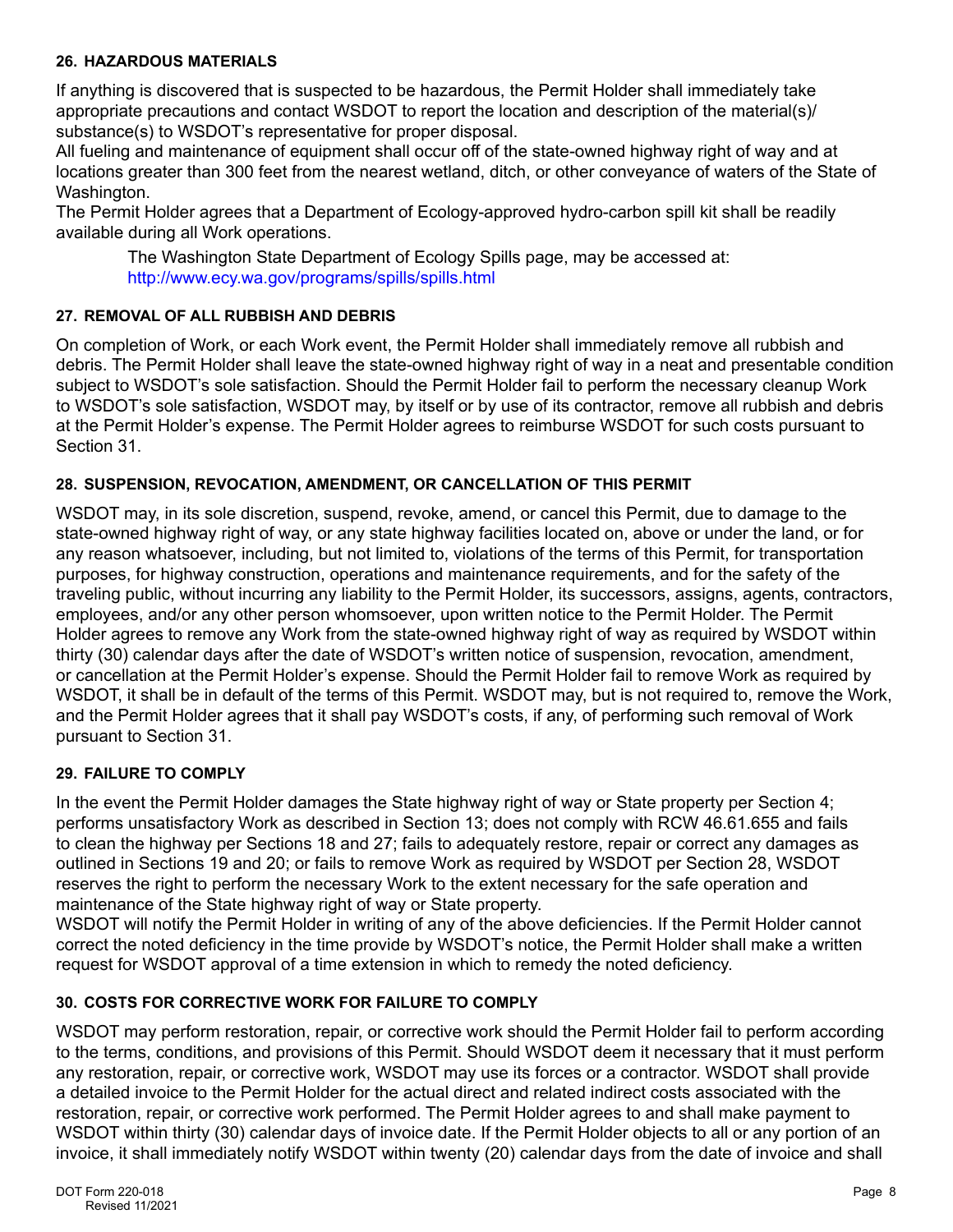### 26. HAZARDOUS MATERIALS

If anything is discovered that is suspected to be hazardous, the Permit Holder shall immediately take appropriate precautions and contact WSDOT to report the location and description of the material(s)/ substance(s) to WSDOT's representative for proper disposal.

All fueling and maintenance of equipment shall occur off of the state-owned highway right of way and at locations greater than 300 feet from the nearest wetland, ditch, or other conveyance of waters of the State of Washington.

The Permit Holder agrees that a Department of Ecology-approved hydro-carbon spill kit shall be readily available during all Work operations.

> The Washington State Department of Ecology Spills page, may be accessed at: http://www.ecy.wa.gov/programs/spills/spills.html

### 27. REMOVAL OF ALL RUBBISH AND DEBRIS

On completion of Work, or each Work event, the Permit Holder shall immediately remove all rubbish and debris. The Permit Holder shall leave the state-owned highway right of way in a neat and presentable condition subject to WSDOT's sole satisfaction. Should the Permit Holder fail to perform the necessary cleanup Work to WSDOT's sole satisfaction, WSDOT may, by itself or by use of its contractor, remove all rubbish and debris at the Permit Holder's expense. The Permit Holder agrees to reimburse WSDOT for such costs pursuant to Section 31.

### 28. SUSPENSION, REVOCATION, AMENDMENT, OR CANCELLATION OF THIS PERMIT

WSDOT may, in its sole discretion, suspend, revoke, amend, or cancel this Permit, due to damage to the state-owned highway right of way, or any state highway facilities located on, above or under the land, or for any reason whatsoever, including, but not limited to, violations of the terms of this Permit, for transportation purposes, for highway construction, operations and maintenance requirements, and for the safety of the traveling public, without incurring any liability to the Permit Holder, its successors, assigns, agents, contractors, employees, and/or any other person whomsoever, upon written notice to the Permit Holder. The Permit Holder agrees to remove any Work from the state-owned highway right of way as required by WSDOT within thirty (30) calendar days after the date of WSDOT's written notice of suspension, revocation, amendment, or cancellation at the Permit Holder's expense. Should the Permit Holder fail to remove Work as required by WSDOT, it shall be in default of the terms of this Permit. WSDOT may, but is not required to, remove the Work, and the Permit Holder agrees that it shall pay WSDOT's costs, if any, of performing such removal of Work pursuant to Section 31.

### 29. FAILURE TO COMPLY

In the event the Permit Holder damages the State highway right of way or State property per Section 4; performs unsatisfactory Work as described in Section 13; does not comply with RCW 46.61.655 and fails to clean the highway per Sections 18 and 27; fails to adequately restore, repair or correct any damages as outlined in Sections 19 and 20; or fails to remove Work as required by WSDOT per Section 28, WSDOT reserves the right to perform the necessary Work to the extent necessary for the safe operation and maintenance of the State highway right of way or State property.

WSDOT will notify the Permit Holder in writing of any of the above deficiencies. If the Permit Holder cannot correct the noted deficiency in the time provide by WSDOT's notice, the Permit Holder shall make a written request for WSDOT approval of a time extension in which to remedy the noted deficiency.

### 30. COSTS FOR CORRECTIVE WORK FOR FAILURE TO COMPLY

WSDOT may perform restoration, repair, or corrective work should the Permit Holder fail to perform according to the terms, conditions, and provisions of this Permit. Should WSDOT deem it necessary that it must perform any restoration, repair, or corrective work, WSDOT may use its forces or a contractor. WSDOT shall provide a detailed invoice to the Permit Holder for the actual direct and related indirect costs associated with the restoration, repair, or corrective work performed. The Permit Holder agrees to and shall make payment to WSDOT within thirty (30) calendar days of invoice date. If the Permit Holder objects to all or any portion of an invoice, it shall immediately notify WSDOT within twenty (20) calendar days from the date of invoice and shall

DOT Form 220-018
Revised 11/2021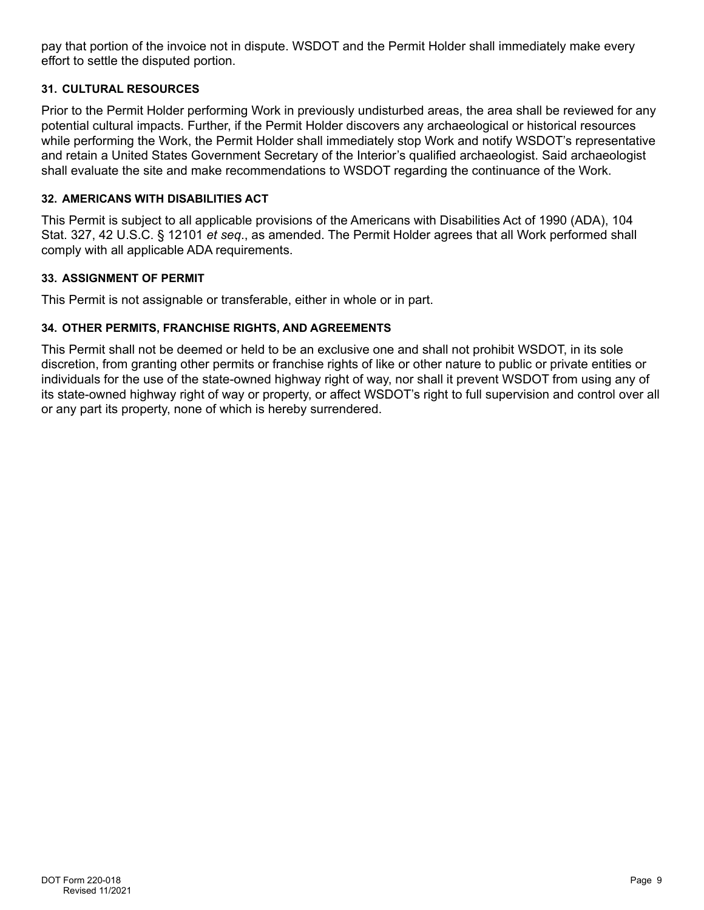pay that portion of the invoice not in dispute. WSDOT and the Permit Holder shall immediately make every effort to settle the disputed portion.

**31. CULTURAL RESOURCES**

Prior to the Permit Holder performing Work in previously undisturbed areas, the area shall be reviewed for any potential cultural impacts. Further, if the Permit Holder discovers any archaeological or historical resources while performing the Work, the Permit Holder shall immediately stop Work and notify WSDOT's representative and retain a United States Government Secretary of the Interior's qualified archaeologist. Said archaeologist shall evaluate the site and make recommendations to WSDOT regarding the continuance of the Work.

**32. AMERICANS WITH DISABILITIES ACT**

This Permit is subject to all applicable provisions of the Americans with Disabilities Act of 1990 (ADA), 104 Stat. 327, 42 U.S.C. § 12101 *et seq*., as amended. The Permit Holder agrees that all Work performed shall comply with all applicable ADA requirements.

**33. ASSIGNMENT OF PERMIT**

This Permit is not assignable or transferable, either in whole or in part.

**34. OTHER PERMITS, FRANCHISE RIGHTS, AND AGREEMENTS**

This Permit shall not be deemed or held to be an exclusive one and shall not prohibit WSDOT, in its sole discretion, from granting other permits or franchise rights of like or other nature to public or private entities or individuals for the use of the state-owned highway right of way, nor shall it prevent WSDOT from using any of its state-owned highway right of way or property, or affect WSDOT's right to full supervision and control over all or any part its property, none of which is hereby surrendered.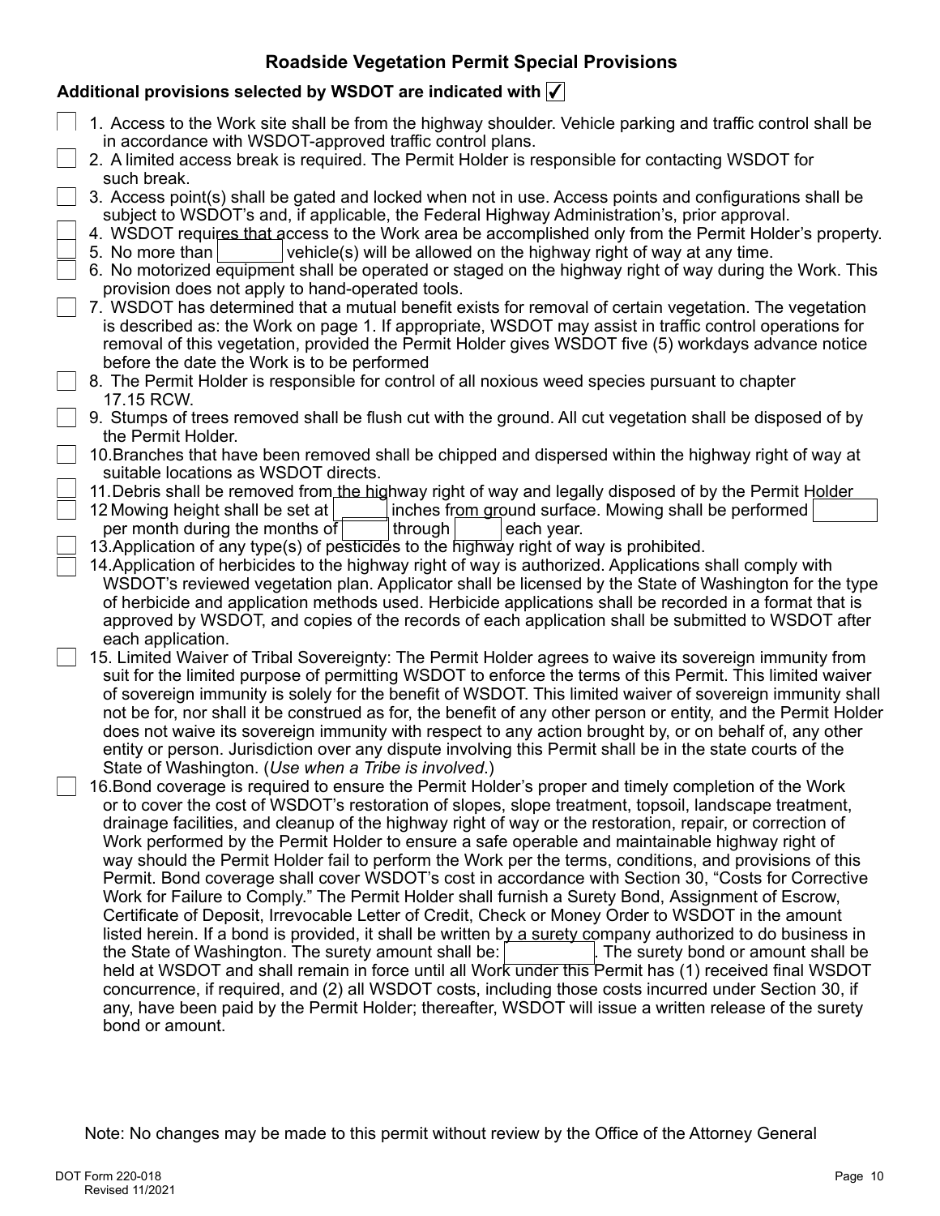## Roadside Vegetation Permit Special Provisions

**Additional provisions selected by WSDOT are indicated with ✓**

- ☐ 1. Access to the Work site shall be from the highway shoulder. Vehicle parking and traffic control shall be in accordance with WSDOT-approved traffic control plans.
- ☐ 2. A limited access break is required. The Permit Holder is responsible for contacting WSDOT for such break.
- ☐ 3. Access point(s) shall be gated and locked when not in use. Access points and configurations shall be subject to WSDOT's and, if applicable, the Federal Highway Administration's, prior approval.
- ☐ 4. WSDOT requires that access to the Work area be accomplished only from the Permit Holder's property.
- ☐ 5. No more than ______ vehicle(s) will be allowed on the highway right of way at any time.
- ☐ 6. No motorized equipment shall be operated or staged on the highway right of way during the Work. This provision does not apply to hand-operated tools.
- ☐ 7. WSDOT has determined that a mutual benefit exists for removal of certain vegetation. The vegetation is described as: the Work on page 1. If appropriate, WSDOT may assist in traffic control operations for removal of this vegetation, provided the Permit Holder gives WSDOT five (5) workdays advance notice before the date the Work is to be performed
- ☐ 8. The Permit Holder is responsible for control of all noxious weed species pursuant to chapter 17.15 RCW.
- ☐ 9. Stumps of trees removed shall be flush cut with the ground. All cut vegetation shall be disposed of by the Permit Holder.
- ☐ 10. Branches that have been removed shall be chipped and dispersed within the highway right of way at suitable locations as WSDOT directs.
- ☐ 11. Debris shall be removed from the highway right of way and legally disposed of by the Permit Holder
- ☐ 12 Mowing height shall be set at ______ inches from ground surface. Mowing shall be performed ______ per month during the months of ______ through ______ each year.
- ☐ 13. Application of any type(s) of pesticides to the highway right of way is prohibited.
- ☐ 14. Application of herbicides to the highway right of way is authorized. Applications shall comply with WSDOT's reviewed vegetation plan. Applicator shall be licensed by the State of Washington for the type of herbicide and application methods used. Herbicide applications shall be recorded in a format that is approved by WSDOT, and copies of the records of each application shall be submitted to WSDOT after each application.
- ☐ 15. Limited Waiver of Tribal Sovereignty: The Permit Holder agrees to waive its sovereign immunity from suit for the limited purpose of permitting WSDOT to enforce the terms of this Permit. This limited waiver of sovereign immunity is solely for the benefit of WSDOT. This limited waiver of sovereign immunity shall not be for, nor shall it be construed as for, the benefit of any other person or entity, and the Permit Holder does not waive its sovereign immunity with respect to any action brought by, or on behalf of, any other entity or person. Jurisdiction over any dispute involving this Permit shall be in the state courts of the State of Washington. (*Use when a Tribe is involved*.)
- ☐ 16. Bond coverage is required to ensure the Permit Holder's proper and timely completion of the Work or to cover the cost of WSDOT's restoration of slopes, slope treatment, topsoil, landscape treatment, drainage facilities, and cleanup of the highway right of way or the restoration, repair, or correction of Work performed by the Permit Holder to ensure a safe operable and maintainable highway right of way should the Permit Holder fail to perform the Work per the terms, conditions, and provisions of this Permit. Bond coverage shall cover WSDOT's cost in accordance with Section 30, "Costs for Corrective Work for Failure to Comply." The Permit Holder shall furnish a Surety Bond, Assignment of Escrow, Certificate of Deposit, Irrevocable Letter of Credit, Check or Money Order to WSDOT in the amount listed herein. If a bond is provided, it shall be written by a surety company authorized to do business in the State of Washington. The surety amount shall be: ______. The surety bond or amount shall be held at WSDOT and shall remain in force until all Work under this Permit has (1) received final WSDOT concurrence, if required, and (2) all WSDOT costs, including those costs incurred under Section 30, if any, have been paid by the Permit Holder; thereafter, WSDOT will issue a written release of the surety bond or amount.

Note: No changes may be made to this permit without review by the Office of the Attorney General

DOT Form 220-018
Revised 11/2021